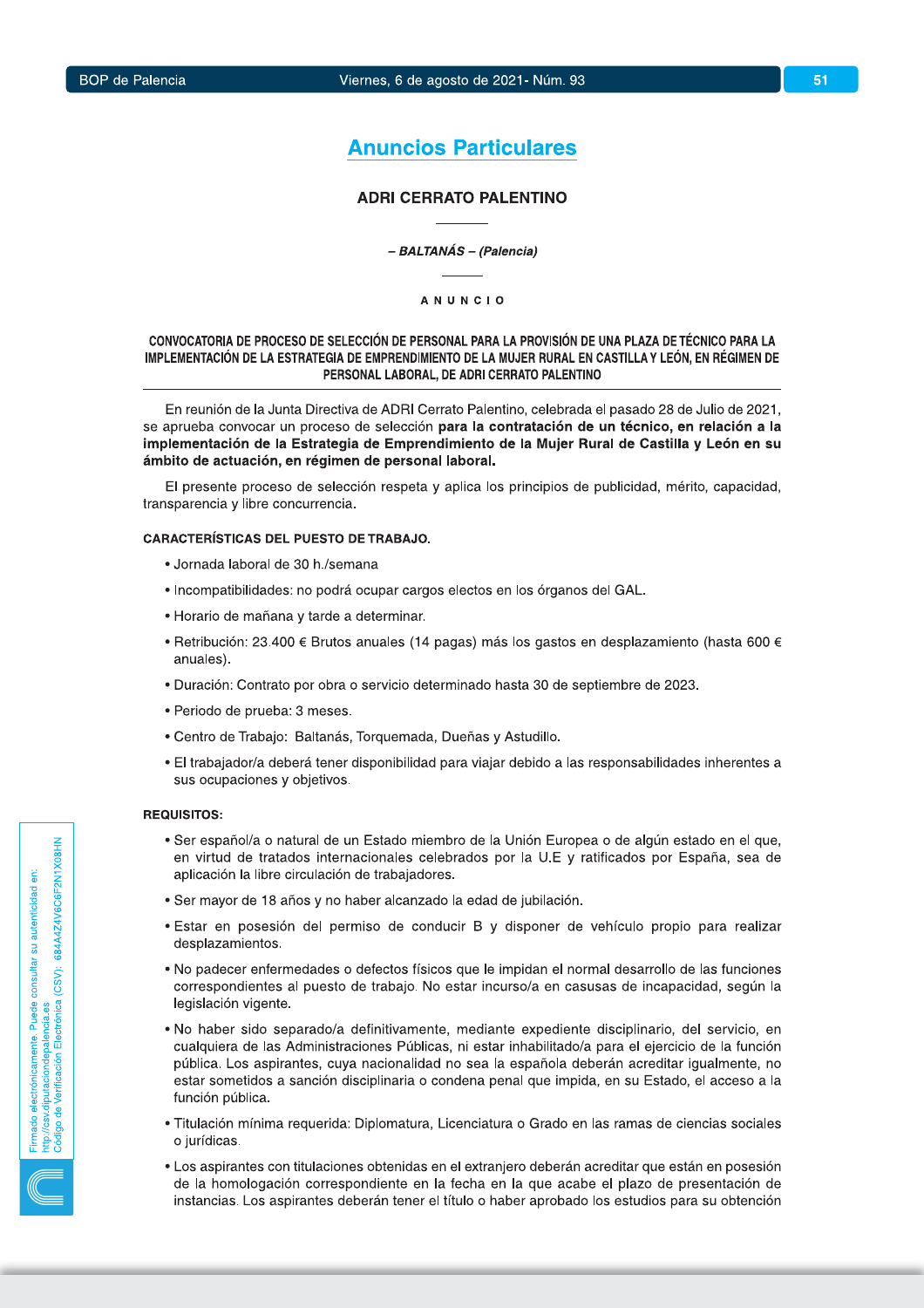## Anuncios Particulares

### ADRI CERRATO PALENTINO

*– BALTANÁS – (Palencia)*

A N U N C I O

**CONVOCATORIA DE PROCESO DE SELECCIÓN DE PERSONAL PARA LA PROVISIÓN DE UNA PLAZA DE TÉCNICO PARA LA IMPLEMENTACIÓN DE LA ESTRATEGIA DE EMPRENDIMIENTO DE LA MUJER RURAL EN CASTILLA Y LEÓN, EN RÉGIMEN DE PERSONAL LABORAL, DE ADRI CERRATO PALENTINO**

En reunión de la Junta Directiva de ADRI Cerrato Palentino, celebrada el pasado 28 de Julio de 2021, se aprueba convocar un proceso de selección **para la contratación de un técnico, en relación a la implementación de la Estrategia de Emprendimiento de la Mujer Rural de Castilla y León en su ámbito de actuación, en régimen de personal laboral.**

El presente proceso de selección respeta y aplica los principios de publicidad, mérito, capacidad, transparencia y libre concurrencia.

**CARACTERÍSTICAS DEL PUESTO DE TRABAJO.**

- Jornada laboral de 30 h./semana
- Incompatibilidades: no podrá ocupar cargos electos en los órganos del GAL.
- Horario de mañana y tarde a determinar.
- Retribución: 23.400 € Brutos anuales (14 pagas) más los gastos en desplazamiento (hasta 600 € anuales).
- Duración: Contrato por obra o servicio determinado hasta 30 de septiembre de 2023.
- Periodo de prueba: 3 meses.
- Centro de Trabajo: Baltanás, Torquemada, Dueñas y Astudillo.
- El trabajador/a deberá tener disponibilidad para viajar debido a las responsabilidades inherentes a sus ocupaciones y objetivos.

**REQUISITOS:**

- Ser español/a o natural de un Estado miembro de la Unión Europea o de algún estado en el que, en virtud de tratados internacionales celebrados por la U.E y ratificados por España, sea de aplicación la libre circulación de trabajadores.
- Ser mayor de 18 años y no haber alcanzado la edad de jubilación.
- Estar en posesión del permiso de conducir B y disponer de vehículo propio para realizar desplazamientos.
- No padecer enfermedades o defectos físicos que le impidan el normal desarrollo de las funciones correspondientes al puesto de trabajo. No estar incurso/a en casusas de incapacidad, según la legislación vigente.
- No haber sido separado/a definitivamente, mediante expediente disciplinario, del servicio, en cualquiera de las Administraciones Públicas, ni estar inhabilitado/a para el ejercicio de la función pública. Los aspirantes, cuya nacionalidad no sea la española deberán acreditar igualmente, no estar sometidos a sanción disciplinaria o condena penal que impida, en su Estado, el acceso a la función pública.
- Titulación mínima requerida: Diplomatura, Licenciatura o Grado en las ramas de ciencias sociales o jurídicas.
- Los aspirantes con titulaciones obtenidas en el extranjero deberán acreditar que están en posesión de la homologación correspondiente en la fecha en la que acabe el plazo de presentación de instancias. Los aspirantes deberán tener el título o haber aprobado los estudios para su obtención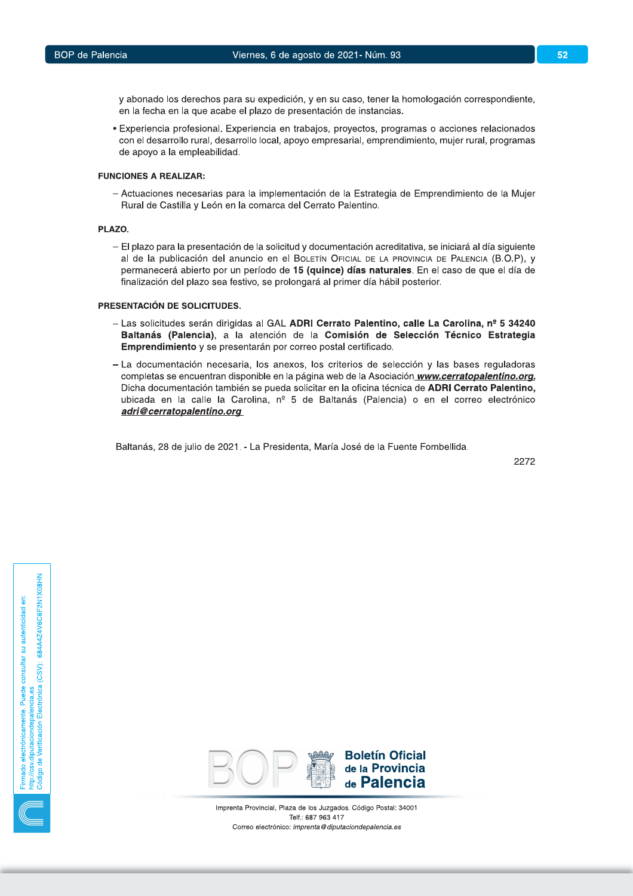y abonado los derechos para su expedición, y en su caso, tener la homologación correspondiente, en la fecha en la que acabe el plazo de presentación de instancias.

- Experiencia profesional. Experiencia en trabajos, proyectos, programas o acciones relacionados con el desarrollo rural, desarrollo local, apoyo empresarial, emprendimiento, mujer rural, programas de apoyo a la empleabilidad.

**FUNCIONES A REALIZAR:**

- Actuaciones necesarias para la implementación de la Estrategia de Emprendimiento de la Mujer Rural de Castilla y León en la comarca del Cerrato Palentino.

**PLAZO.**

- El plazo para la presentación de la solicitud y documentación acreditativa, se iniciará al día siguiente al de la publicación del anuncio en el Boletín Oficial de la provincia de Palencia (B.O.P), y permanecerá abierto por un período de **15 (quince) días naturales**. En el caso de que el día de finalización del plazo sea festivo, se prolongará al primer día hábil posterior.

**PRESENTACIÓN DE SOLICITUDES.**

- Las solicitudes serán dirigidas al GAL **ADRI Cerrato Palentino, calle La Carolina, nº 5 34240 Baltanás (Palencia)**, a la atención de la **Comisión de Selección Técnico Estrategia Emprendimiento** y se presentarán por correo postal certificado.
- La documentación necesaria, los anexos, los criterios de selección y las bases reguladoras completas se encuentran disponible en la página web de la Asociación ***www.cerratopalentino.org.*** Dicha documentación también se pueda solicitar en la oficina técnica de **ADRI Cerrato Palentino,** ubicada en la calle la Carolina, nº 5 de Baltanás (Palencia) o en el correo electrónico ***adri@cerratopalentino.org***

Baltanás, 28 de julio de 2021. **-** La Presidenta, María José de la Fuente Fombellida.

2272